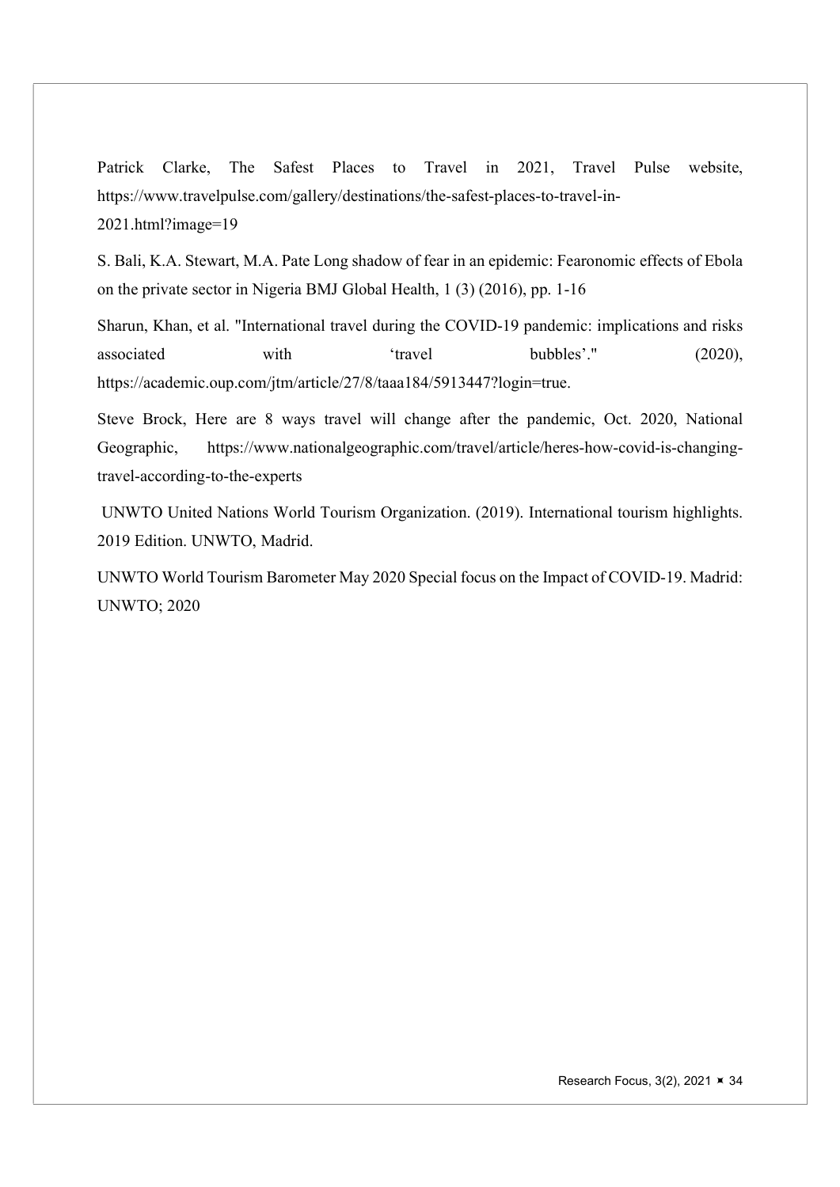Patrick Clarke, The Safest Places to Travel in 2021, Travel Pulse website, https://www.travelpulse.com/gallery/destinations/the-safest-places-to-travel-in-2021.html?image=19

S. Bali, K.A. Stewart, M.A. Pate Long shadow of fear in an epidemic: Fearonomic effects of Ebola on the private sector in Nigeria BMJ Global Health, 1 (3) (2016), pp. 1-16

Sharun, Khan, et al. "International travel during the COVID-19 pandemic: implications and risks associated with 'travel bubbles'." (2020), https://academic.oup.com/jtm/article/27/8/taaa184/5913447?login=true.

Steve Brock, Here are 8 ways travel will change after the pandemic, Oct. 2020, National Geographic, https://www.nationalgeographic.com/travel/article/heres-how-covid-is-changing-travel-according-to-the-experts

UNWTO United Nations World Tourism Organization. (2019). International tourism highlights. 2019 Edition. UNWTO, Madrid.

UNWTO World Tourism Barometer May 2020 Special focus on the Impact of COVID-19. Madrid: UNWTO; 2020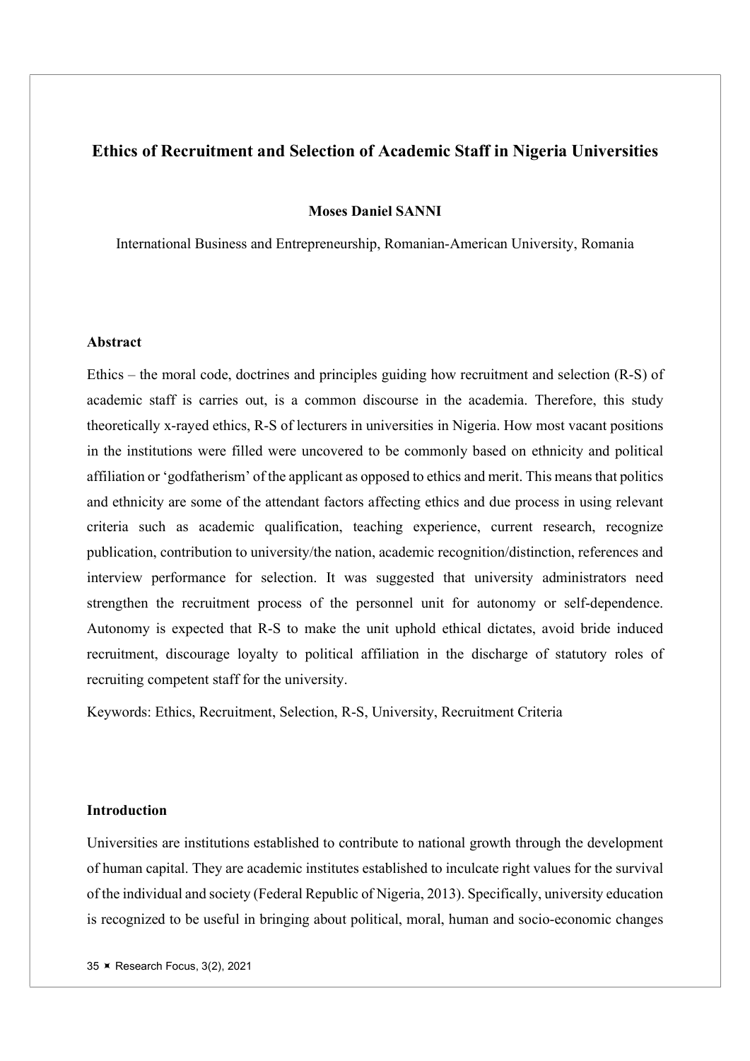## Ethics of Recruitment and Selection of Academic Staff in Nigeria Universities

**Moses Daniel SANNI**

International Business and Entrepreneurship, Romanian-American University, Romania

### Abstract

Ethics – the moral code, doctrines and principles guiding how recruitment and selection (R-S) of academic staff is carries out, is a common discourse in the academia. Therefore, this study theoretically x-rayed ethics, R-S of lecturers in universities in Nigeria. How most vacant positions in the institutions were filled were uncovered to be commonly based on ethnicity and political affiliation or 'godfatherism' of the applicant as opposed to ethics and merit. This means that politics and ethnicity are some of the attendant factors affecting ethics and due process in using relevant criteria such as academic qualification, teaching experience, current research, recognize publication, contribution to university/the nation, academic recognition/distinction, references and interview performance for selection. It was suggested that university administrators need strengthen the recruitment process of the personnel unit for autonomy or self-dependence. Autonomy is expected that R-S to make the unit uphold ethical dictates, avoid bride induced recruitment, discourage loyalty to political affiliation in the discharge of statutory roles of recruiting competent staff for the university.

Keywords: Ethics, Recruitment, Selection, R-S, University, Recruitment Criteria

### Introduction

Universities are institutions established to contribute to national growth through the development of human capital. They are academic institutes established to inculcate right values for the survival of the individual and society (Federal Republic of Nigeria, 2013). Specifically, university education is recognized to be useful in bringing about political, moral, human and socio-economic changes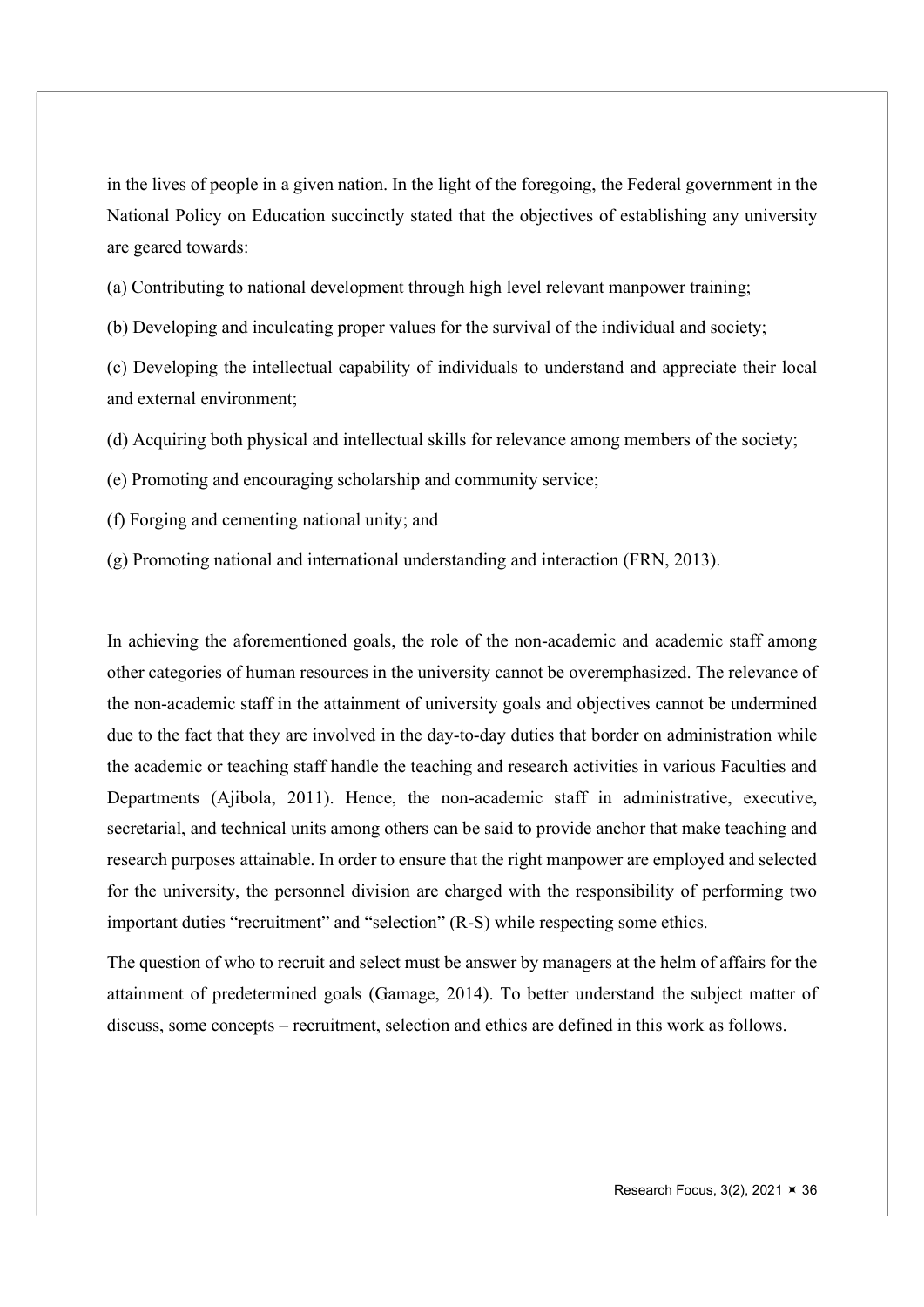in the lives of people in a given nation. In the light of the foregoing, the Federal government in the National Policy on Education succinctly stated that the objectives of establishing any university are geared towards:

(a) Contributing to national development through high level relevant manpower training;

(b) Developing and inculcating proper values for the survival of the individual and society;

(c) Developing the intellectual capability of individuals to understand and appreciate their local and external environment;

(d) Acquiring both physical and intellectual skills for relevance among members of the society;

(e) Promoting and encouraging scholarship and community service;

(f) Forging and cementing national unity; and

(g) Promoting national and international understanding and interaction (FRN, 2013).

In achieving the aforementioned goals, the role of the non-academic and academic staff among other categories of human resources in the university cannot be overemphasized. The relevance of the non-academic staff in the attainment of university goals and objectives cannot be undermined due to the fact that they are involved in the day-to-day duties that border on administration while the academic or teaching staff handle the teaching and research activities in various Faculties and Departments (Ajibola, 2011). Hence, the non-academic staff in administrative, executive, secretarial, and technical units among others can be said to provide anchor that make teaching and research purposes attainable. In order to ensure that the right manpower are employed and selected for the university, the personnel division are charged with the responsibility of performing two important duties "recruitment" and "selection" (R-S) while respecting some ethics.

The question of who to recruit and select must be answer by managers at the helm of affairs for the attainment of predetermined goals (Gamage, 2014). To better understand the subject matter of discuss, some concepts – recruitment, selection and ethics are defined in this work as follows.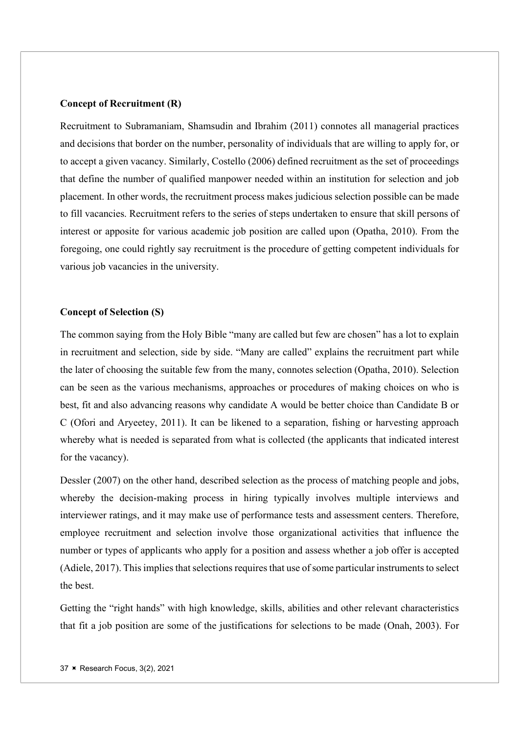**Concept of Recruitment (R)**

Recruitment to Subramaniam, Shamsudin and Ibrahim (2011) connotes all managerial practices and decisions that border on the number, personality of individuals that are willing to apply for, or to accept a given vacancy. Similarly, Costello (2006) defined recruitment as the set of proceedings that define the number of qualified manpower needed within an institution for selection and job placement. In other words, the recruitment process makes judicious selection possible can be made to fill vacancies. Recruitment refers to the series of steps undertaken to ensure that skill persons of interest or apposite for various academic job position are called upon (Opatha, 2010). From the foregoing, one could rightly say recruitment is the procedure of getting competent individuals for various job vacancies in the university.

**Concept of Selection (S)**

The common saying from the Holy Bible "many are called but few are chosen" has a lot to explain in recruitment and selection, side by side. "Many are called" explains the recruitment part while the later of choosing the suitable few from the many, connotes selection (Opatha, 2010). Selection can be seen as the various mechanisms, approaches or procedures of making choices on who is best, fit and also advancing reasons why candidate A would be better choice than Candidate B or C (Ofori and Aryeetey, 2011). It can be likened to a separation, fishing or harvesting approach whereby what is needed is separated from what is collected (the applicants that indicated interest for the vacancy).

Dessler (2007) on the other hand, described selection as the process of matching people and jobs, whereby the decision-making process in hiring typically involves multiple interviews and interviewer ratings, and it may make use of performance tests and assessment centers. Therefore, employee recruitment and selection involve those organizational activities that influence the number or types of applicants who apply for a position and assess whether a job offer is accepted (Adiele, 2017). This implies that selections requires that use of some particular instruments to select the best.

Getting the "right hands" with high knowledge, skills, abilities and other relevant characteristics that fit a job position are some of the justifications for selections to be made (Onah, 2003). For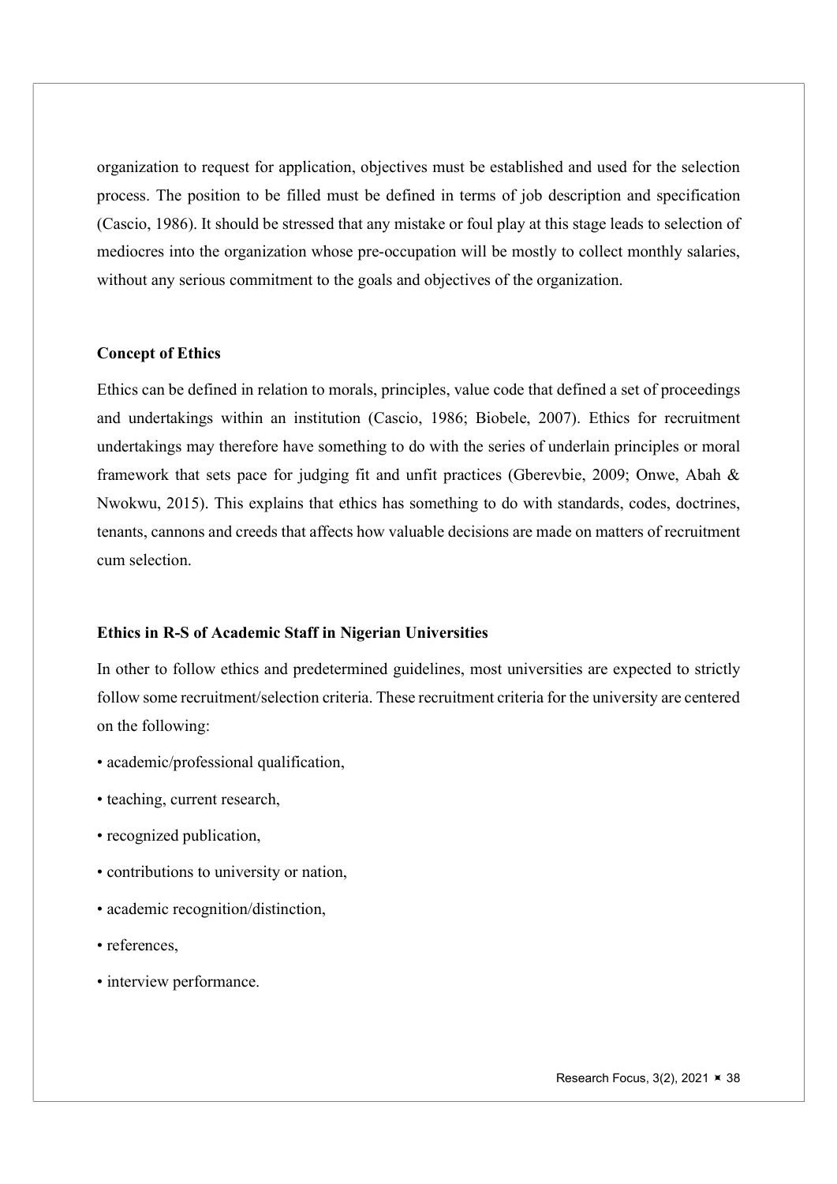organization to request for application, objectives must be established and used for the selection process. The position to be filled must be defined in terms of job description and specification (Cascio, 1986). It should be stressed that any mistake or foul play at this stage leads to selection of mediocres into the organization whose pre-occupation will be mostly to collect monthly salaries, without any serious commitment to the goals and objectives of the organization.

### Concept of Ethics

Ethics can be defined in relation to morals, principles, value code that defined a set of proceedings and undertakings within an institution (Cascio, 1986; Biobele, 2007). Ethics for recruitment undertakings may therefore have something to do with the series of underlain principles or moral framework that sets pace for judging fit and unfit practices (Gberevbie, 2009; Onwe, Abah & Nwokwu, 2015). This explains that ethics has something to do with standards, codes, doctrines, tenants, cannons and creeds that affects how valuable decisions are made on matters of recruitment cum selection.

### Ethics in R-S of Academic Staff in Nigerian Universities

In other to follow ethics and predetermined guidelines, most universities are expected to strictly follow some recruitment/selection criteria. These recruitment criteria for the university are centered on the following:

- academic/professional qualification,
- teaching, current research,
- recognized publication,
- contributions to university or nation,
- academic recognition/distinction,
- references,
- interview performance.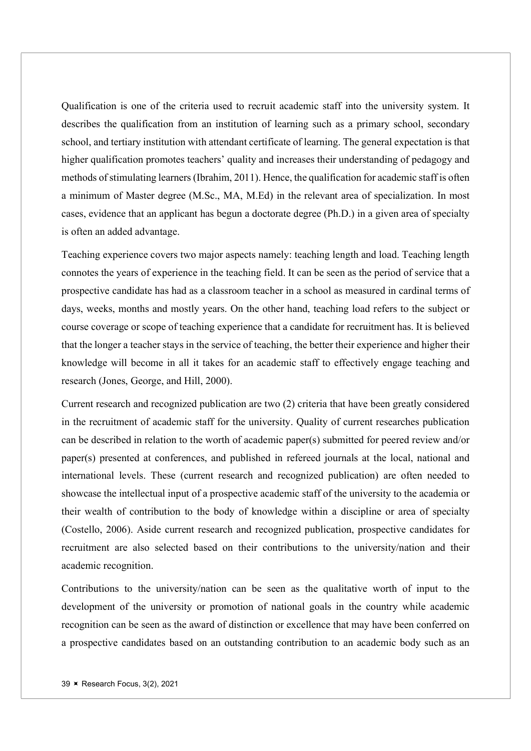Qualification is one of the criteria used to recruit academic staff into the university system. It describes the qualification from an institution of learning such as a primary school, secondary school, and tertiary institution with attendant certificate of learning. The general expectation is that higher qualification promotes teachers' quality and increases their understanding of pedagogy and methods of stimulating learners (Ibrahim, 2011). Hence, the qualification for academic staff is often a minimum of Master degree (M.Sc., MA, M.Ed) in the relevant area of specialization. In most cases, evidence that an applicant has begun a doctorate degree (Ph.D.) in a given area of specialty is often an added advantage.

Teaching experience covers two major aspects namely: teaching length and load. Teaching length connotes the years of experience in the teaching field. It can be seen as the period of service that a prospective candidate has had as a classroom teacher in a school as measured in cardinal terms of days, weeks, months and mostly years. On the other hand, teaching load refers to the subject or course coverage or scope of teaching experience that a candidate for recruitment has. It is believed that the longer a teacher stays in the service of teaching, the better their experience and higher their knowledge will become in all it takes for an academic staff to effectively engage teaching and research (Jones, George, and Hill, 2000).

Current research and recognized publication are two (2) criteria that have been greatly considered in the recruitment of academic staff for the university. Quality of current researches publication can be described in relation to the worth of academic paper(s) submitted for peered review and/or paper(s) presented at conferences, and published in refereed journals at the local, national and international levels. These (current research and recognized publication) are often needed to showcase the intellectual input of a prospective academic staff of the university to the academia or their wealth of contribution to the body of knowledge within a discipline or area of specialty (Costello, 2006). Aside current research and recognized publication, prospective candidates for recruitment are also selected based on their contributions to the university/nation and their academic recognition.

Contributions to the university/nation can be seen as the qualitative worth of input to the development of the university or promotion of national goals in the country while academic recognition can be seen as the award of distinction or excellence that may have been conferred on a prospective candidates based on an outstanding contribution to an academic body such as an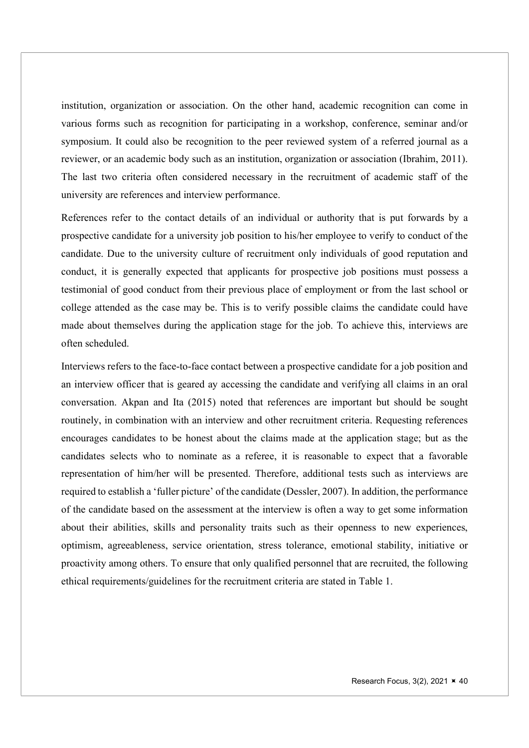institution, organization or association. On the other hand, academic recognition can come in various forms such as recognition for participating in a workshop, conference, seminar and/or symposium. It could also be recognition to the peer reviewed system of a referred journal as a reviewer, or an academic body such as an institution, organization or association (Ibrahim, 2011). The last two criteria often considered necessary in the recruitment of academic staff of the university are references and interview performance.

References refer to the contact details of an individual or authority that is put forwards by a prospective candidate for a university job position to his/her employee to verify to conduct of the candidate. Due to the university culture of recruitment only individuals of good reputation and conduct, it is generally expected that applicants for prospective job positions must possess a testimonial of good conduct from their previous place of employment or from the last school or college attended as the case may be. This is to verify possible claims the candidate could have made about themselves during the application stage for the job. To achieve this, interviews are often scheduled.

Interviews refers to the face-to-face contact between a prospective candidate for a job position and an interview officer that is geared ay accessing the candidate and verifying all claims in an oral conversation. Akpan and Ita (2015) noted that references are important but should be sought routinely, in combination with an interview and other recruitment criteria. Requesting references encourages candidates to be honest about the claims made at the application stage; but as the candidates selects who to nominate as a referee, it is reasonable to expect that a favorable representation of him/her will be presented. Therefore, additional tests such as interviews are required to establish a 'fuller picture' of the candidate (Dessler, 2007). In addition, the performance of the candidate based on the assessment at the interview is often a way to get some information about their abilities, skills and personality traits such as their openness to new experiences, optimism, agreeableness, service orientation, stress tolerance, emotional stability, initiative or proactivity among others. To ensure that only qualified personnel that are recruited, the following ethical requirements/guidelines for the recruitment criteria are stated in Table 1.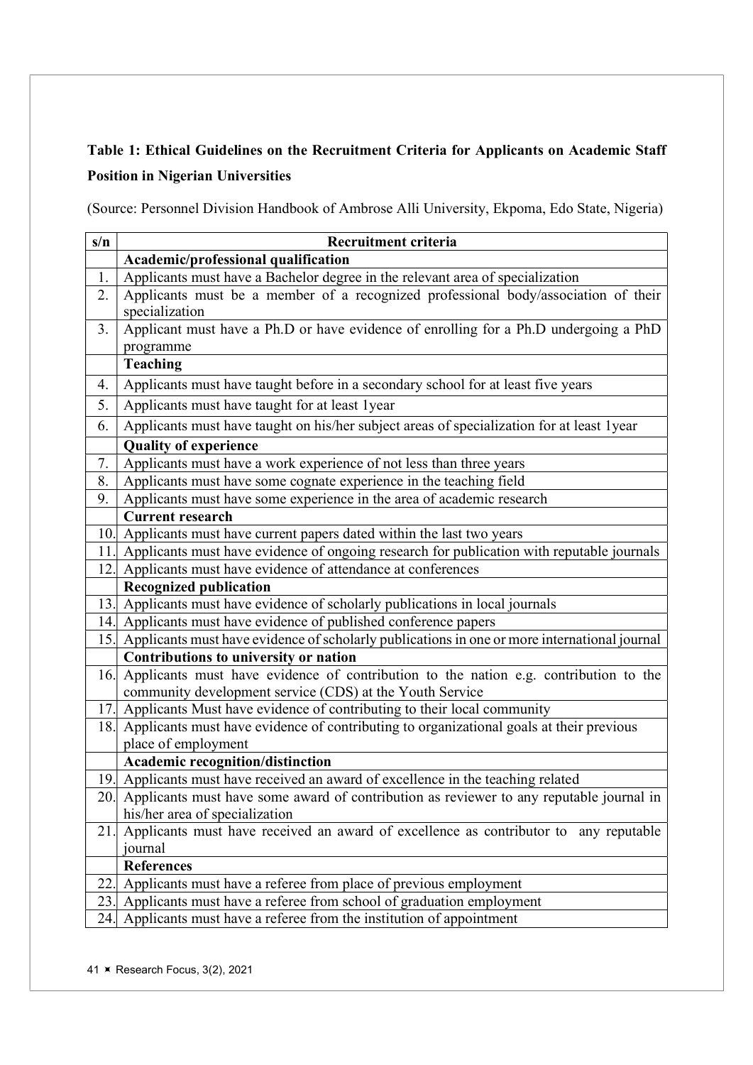**Table 1: Ethical Guidelines on the Recruitment Criteria for Applicants on Academic Staff Position in Nigerian Universities**

(Source: Personnel Division Handbook of Ambrose Alli University, Ekpoma, Edo State, Nigeria)

| s/n | Recruitment criteria |
|---|---|
| | **Academic/professional qualification** |
| 1. | Applicants must have a Bachelor degree in the relevant area of specialization |
| 2. | Applicants must be a member of a recognized professional body/association of their specialization |
| 3. | Applicant must have a Ph.D or have evidence of enrolling for a Ph.D undergoing a PhD programme |
| | **Teaching** |
| 4. | Applicants must have taught before in a secondary school for at least five years |
| 5. | Applicants must have taught for at least 1year |
| 6. | Applicants must have taught on his/her subject areas of specialization for at least 1year |
| | **Quality of experience** |
| 7. | Applicants must have a work experience of not less than three years |
| 8. | Applicants must have some cognate experience in the teaching field |
| 9. | Applicants must have some experience in the area of academic research |
| | **Current research** |
| 10. | Applicants must have current papers dated within the last two years |
| 11. | Applicants must have evidence of ongoing research for publication with reputable journals |
| 12. | Applicants must have evidence of attendance at conferences |
| | **Recognized publication** |
| 13. | Applicants must have evidence of scholarly publications in local journals |
| 14. | Applicants must have evidence of published conference papers |
| 15. | Applicants must have evidence of scholarly publications in one or more international journal |
| | **Contributions to university or nation** |
| 16. | Applicants must have evidence of contribution to the nation e.g. contribution to the community development service (CDS) at the Youth Service |
| 17. | Applicants Must have evidence of contributing to their local community |
| 18. | Applicants must have evidence of contributing to organizational goals at their previous place of employment |
| | **Academic recognition/distinction** |
| 19. | Applicants must have received an award of excellence in the teaching related |
| 20. | Applicants must have some award of contribution as reviewer to any reputable journal in his/her area of specialization |
| 21. | Applicants must have received an award of excellence as contributor to any reputable journal |
| | **References** |
| 22. | Applicants must have a referee from place of previous employment |
| 23. | Applicants must have a referee from school of graduation employment |
| 24. | Applicants must have a referee from the institution of appointment |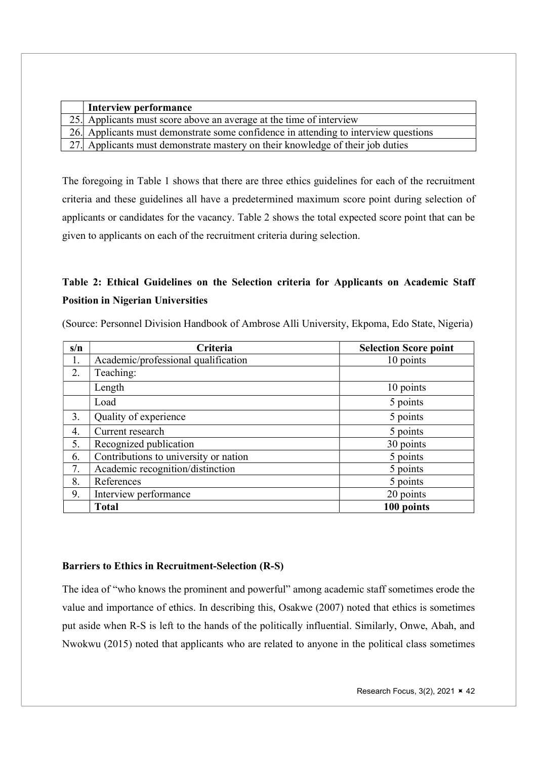| | Interview performance |
|---|---|
| 25. | Applicants must score above an average at the time of interview |
| 26. | Applicants must demonstrate some confidence in attending to interview questions |
| 27. | Applicants must demonstrate mastery on their knowledge of their job duties |

The foregoing in Table 1 shows that there are three ethics guidelines for each of the recruitment criteria and these guidelines all have a predetermined maximum score point during selection of applicants or candidates for the vacancy. Table 2 shows the total expected score point that can be given to applicants on each of the recruitment criteria during selection.

**Table 2: Ethical Guidelines on the Selection criteria for Applicants on Academic Staff Position in Nigerian Universities**

(Source: Personnel Division Handbook of Ambrose Alli University, Ekpoma, Edo State, Nigeria)

| s/n | Criteria | Selection Score point |
|---|---|---|
| 1. | Academic/professional qualification | 10 points |
| 2. | Teaching: | |
| | Length | 10 points |
| | Load | 5 points |
| 3. | Quality of experience | 5 points |
| 4. | Current research | 5 points |
| 5. | Recognized publication | 30 points |
| 6. | Contributions to university or nation | 5 points |
| 7. | Academic recognition/distinction | 5 points |
| 8. | References | 5 points |
| 9. | Interview performance | 20 points |
| | **Total** | **100 points** |

### Barriers to Ethics in Recruitment-Selection (R-S)

The idea of "who knows the prominent and powerful" among academic staff sometimes erode the value and importance of ethics. In describing this, Osakwe (2007) noted that ethics is sometimes put aside when R-S is left to the hands of the politically influential. Similarly, Onwe, Abah, and Nwokwu (2015) noted that applicants who are related to anyone in the political class sometimes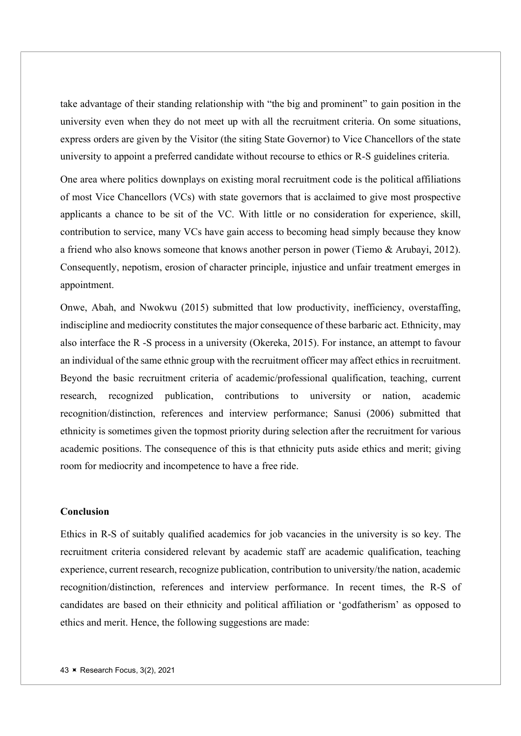take advantage of their standing relationship with "the big and prominent" to gain position in the university even when they do not meet up with all the recruitment criteria. On some situations, express orders are given by the Visitor (the siting State Governor) to Vice Chancellors of the state university to appoint a preferred candidate without recourse to ethics or R-S guidelines criteria.

One area where politics downplays on existing moral recruitment code is the political affiliations of most Vice Chancellors (VCs) with state governors that is acclaimed to give most prospective applicants a chance to be sit of the VC. With little or no consideration for experience, skill, contribution to service, many VCs have gain access to becoming head simply because they know a friend who also knows someone that knows another person in power (Tiemo & Arubayi, 2012). Consequently, nepotism, erosion of character principle, injustice and unfair treatment emerges in appointment.

Onwe, Abah, and Nwokwu (2015) submitted that low productivity, inefficiency, overstaffing, indiscipline and mediocrity constitutes the major consequence of these barbaric act. Ethnicity, may also interface the R -S process in a university (Okereka, 2015). For instance, an attempt to favour an individual of the same ethnic group with the recruitment officer may affect ethics in recruitment. Beyond the basic recruitment criteria of academic/professional qualification, teaching, current research, recognized publication, contributions to university or nation, academic recognition/distinction, references and interview performance; Sanusi (2006) submitted that ethnicity is sometimes given the topmost priority during selection after the recruitment for various academic positions. The consequence of this is that ethnicity puts aside ethics and merit; giving room for mediocrity and incompetence to have a free ride.

## Conclusion

Ethics in R-S of suitably qualified academics for job vacancies in the university is so key. The recruitment criteria considered relevant by academic staff are academic qualification, teaching experience, current research, recognize publication, contribution to university/the nation, academic recognition/distinction, references and interview performance. In recent times, the R-S of candidates are based on their ethnicity and political affiliation or 'godfatherism' as opposed to ethics and merit. Hence, the following suggestions are made: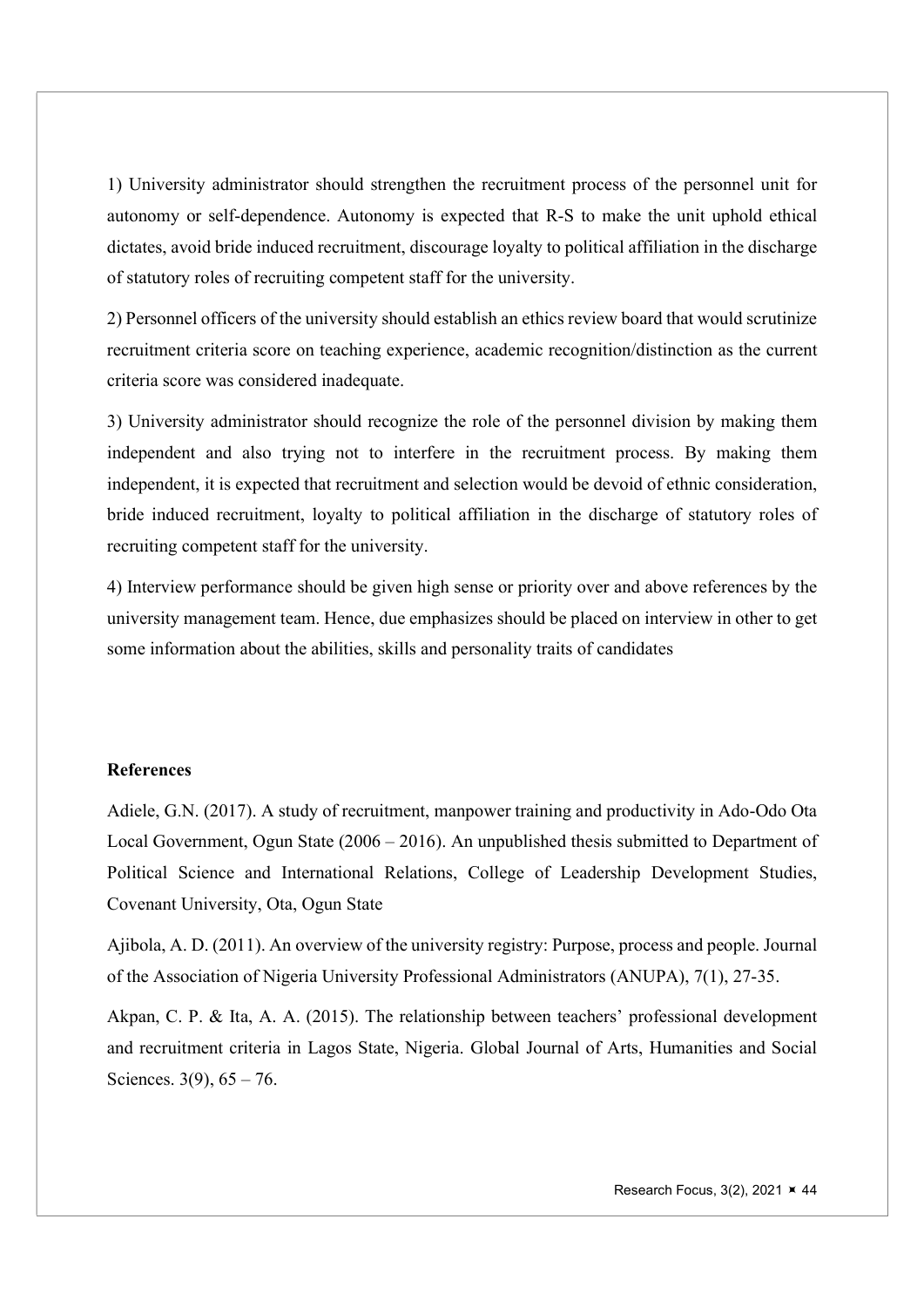1) University administrator should strengthen the recruitment process of the personnel unit for autonomy or self-dependence. Autonomy is expected that R-S to make the unit uphold ethical dictates, avoid bride induced recruitment, discourage loyalty to political affiliation in the discharge of statutory roles of recruiting competent staff for the university.

2) Personnel officers of the university should establish an ethics review board that would scrutinize recruitment criteria score on teaching experience, academic recognition/distinction as the current criteria score was considered inadequate.

3) University administrator should recognize the role of the personnel division by making them independent and also trying not to interfere in the recruitment process. By making them independent, it is expected that recruitment and selection would be devoid of ethnic consideration, bride induced recruitment, loyalty to political affiliation in the discharge of statutory roles of recruiting competent staff for the university.

4) Interview performance should be given high sense or priority over and above references by the university management team. Hence, due emphasizes should be placed on interview in other to get some information about the abilities, skills and personality traits of candidates

**References**

Adiele, G.N. (2017). A study of recruitment, manpower training and productivity in Ado-Odo Ota Local Government, Ogun State (2006 – 2016). An unpublished thesis submitted to Department of Political Science and International Relations, College of Leadership Development Studies, Covenant University, Ota, Ogun State

Ajibola, A. D. (2011). An overview of the university registry: Purpose, process and people. Journal of the Association of Nigeria University Professional Administrators (ANUPA), 7(1), 27-35.

Akpan, C. P. & Ita, A. A. (2015). The relationship between teachers' professional development and recruitment criteria in Lagos State, Nigeria. Global Journal of Arts, Humanities and Social Sciences. 3(9), 65 – 76.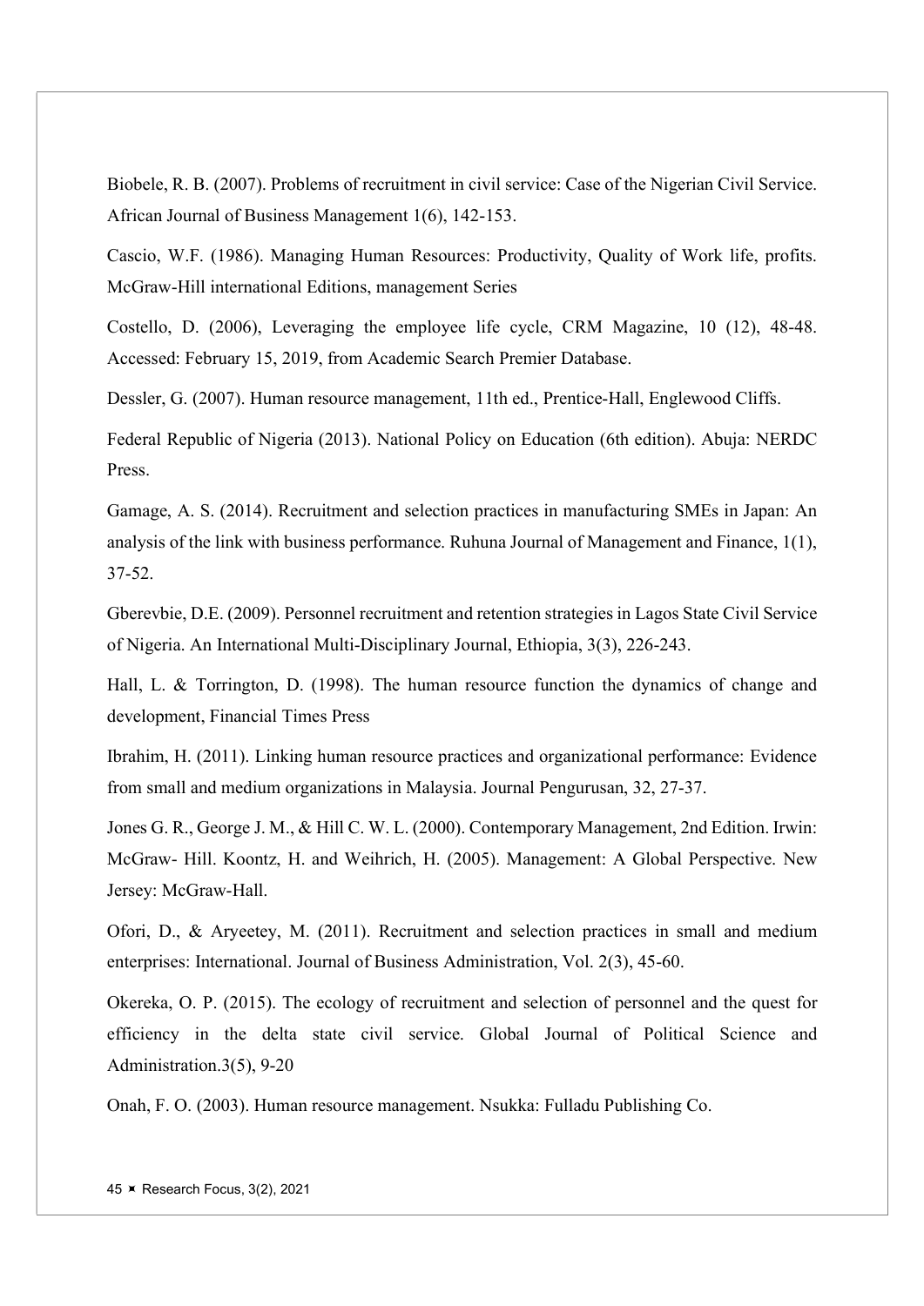Biobele, R. B. (2007). Problems of recruitment in civil service: Case of the Nigerian Civil Service. African Journal of Business Management 1(6), 142-153.

Cascio, W.F. (1986). Managing Human Resources: Productivity, Quality of Work life, profits. McGraw-Hill international Editions, management Series

Costello, D. (2006), Leveraging the employee life cycle, CRM Magazine, 10 (12), 48-48. Accessed: February 15, 2019, from Academic Search Premier Database.

Dessler, G. (2007). Human resource management, 11th ed., Prentice-Hall, Englewood Cliffs.

Federal Republic of Nigeria (2013). National Policy on Education (6th edition). Abuja: NERDC Press.

Gamage, A. S. (2014). Recruitment and selection practices in manufacturing SMEs in Japan: An analysis of the link with business performance. Ruhuna Journal of Management and Finance, 1(1), 37-52.

Gberevbie, D.E. (2009). Personnel recruitment and retention strategies in Lagos State Civil Service of Nigeria. An International Multi-Disciplinary Journal, Ethiopia, 3(3), 226-243.

Hall, L. & Torrington, D. (1998). The human resource function the dynamics of change and development, Financial Times Press

Ibrahim, H. (2011). Linking human resource practices and organizational performance: Evidence from small and medium organizations in Malaysia. Journal Pengurusan, 32, 27-37.

Jones G. R., George J. M., & Hill C. W. L. (2000). Contemporary Management, 2nd Edition. Irwin: McGraw- Hill. Koontz, H. and Weihrich, H. (2005). Management: A Global Perspective. New Jersey: McGraw-Hall.

Ofori, D., & Aryeetey, M. (2011). Recruitment and selection practices in small and medium enterprises: International. Journal of Business Administration, Vol. 2(3), 45-60.

Okereka, O. P. (2015). The ecology of recruitment and selection of personnel and the quest for efficiency in the delta state civil service. Global Journal of Political Science and Administration.3(5), 9-20

Onah, F. O. (2003). Human resource management. Nsukka: Fulladu Publishing Co.